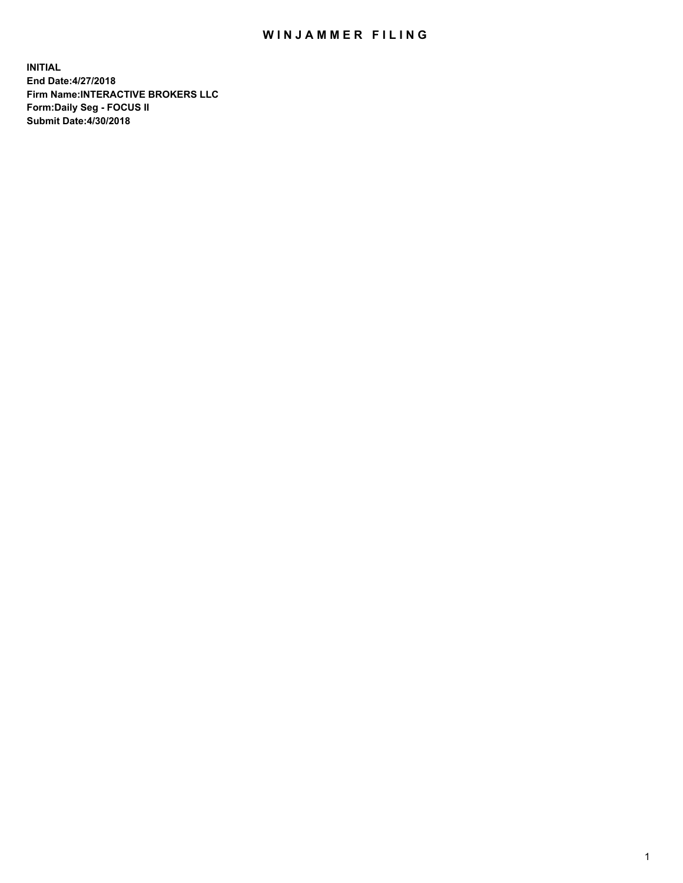# WINJAMMER FILING

**INITIAL**
**End Date:4/27/2018**
**Firm Name:INTERACTIVE BROKERS LLC**
**Form:Daily Seg - FOCUS II**
**Submit Date:4/30/2018**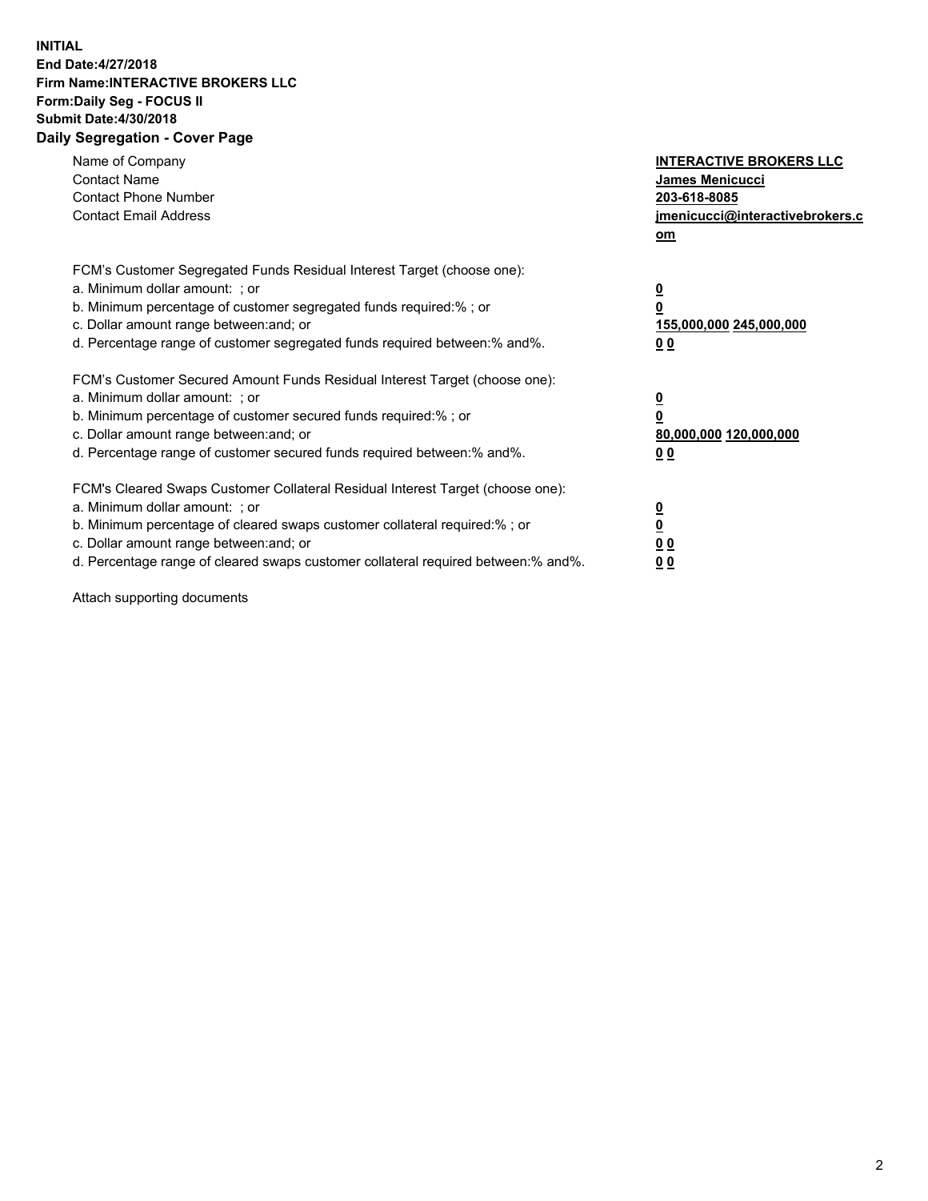**INITIAL**
**End Date:4/27/2018**
**Firm Name:INTERACTIVE BROKERS LLC**
**Form:Daily Seg - FOCUS II**
**Submit Date:4/30/2018**
**Daily Segregation - Cover Page**

| | |
|---|---|
| Name of Company | **INTERACTIVE BROKERS LLC** |
| Contact Name | **James Menicucci** |
| Contact Phone Number | **203-618-8085** |
| Contact Email Address | **jmenicucci@interactivebrokers.com** |

FCM's Customer Segregated Funds Residual Interest Target (choose one):

| | |
|---|---|
| a. Minimum dollar amount: ; or | **0** |
| b. Minimum percentage of customer segregated funds required:% ; or | **0** |
| c. Dollar amount range between:and; or | **155,000,000 245,000,000** |
| d. Percentage range of customer segregated funds required between:% and%. | **0 0** |

FCM's Customer Secured Amount Funds Residual Interest Target (choose one):

| | |
|---|---|
| a. Minimum dollar amount: ; or | **0** |
| b. Minimum percentage of customer secured funds required:% ; or | **0** |
| c. Dollar amount range between:and; or | **80,000,000 120,000,000** |
| d. Percentage range of customer secured funds required between:% and%. | **0 0** |

FCM's Cleared Swaps Customer Collateral Residual Interest Target (choose one):

| | |
|---|---|
| a. Minimum dollar amount: ; or | **0** |
| b. Minimum percentage of cleared swaps customer collateral required:% ; or | **0** |
| c. Dollar amount range between:and; or | **0 0** |
| d. Percentage range of cleared swaps customer collateral required between:% and%. | **0 0** |

Attach supporting documents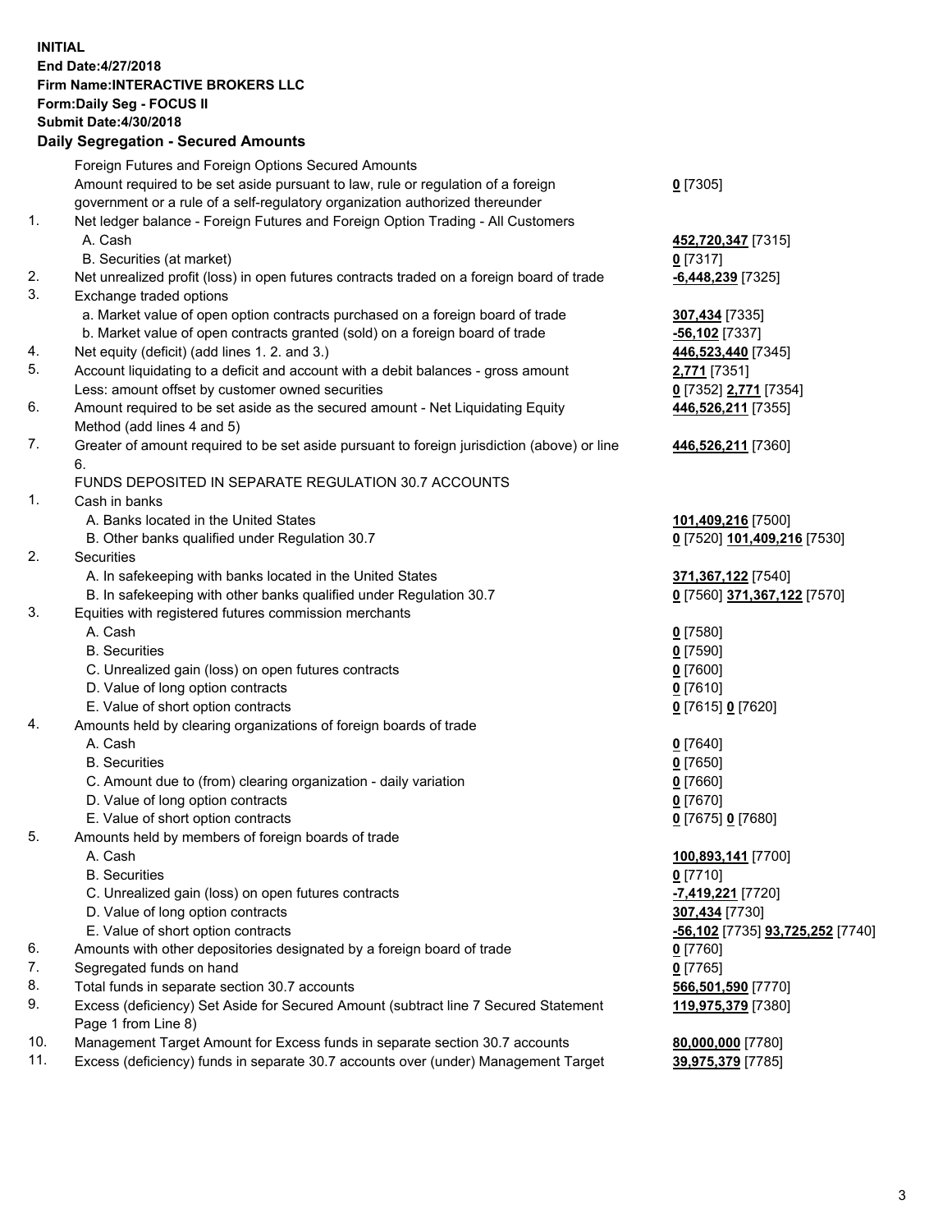**INITIAL**
**End Date:4/27/2018**
**Firm Name:INTERACTIVE BROKERS LLC**
**Form:Daily Seg - FOCUS II**
**Submit Date:4/30/2018**

## Daily Segregation - Secured Amounts

| | | |
|---|---|---|
| | Foreign Futures and Foreign Options Secured Amounts | |
| | Amount required to be set aside pursuant to law, rule or regulation of a foreign government or a rule of a self-regulatory organization authorized thereunder | **0** [7305] |
| 1. | Net ledger balance - Foreign Futures and Foreign Option Trading - All Customers | |
| | A. Cash | **452,720,347** [7315] |
| | B. Securities (at market) | **0** [7317] |
| 2. | Net unrealized profit (loss) in open futures contracts traded on a foreign board of trade | **-6,448,239** [7325] |
| 3. | Exchange traded options | |
| | a. Market value of open option contracts purchased on a foreign board of trade | **307,434** [7335] |
| | b. Market value of open contracts granted (sold) on a foreign board of trade | **-56,102** [7337] |
| 4. | Net equity (deficit) (add lines 1. 2. and 3.) | **446,523,440** [7345] |
| 5. | Account liquidating to a deficit and account with a debit balances - gross amount | **2,771** [7351] |
| | Less: amount offset by customer owned securities | **0** [7352] **2,771** [7354] |
| 6. | Amount required to be set aside as the secured amount - Net Liquidating Equity Method (add lines 4 and 5) | **446,526,211** [7355] |
| 7. | Greater of amount required to be set aside pursuant to foreign jurisdiction (above) or line 6. | **446,526,211** [7360] |
| | FUNDS DEPOSITED IN SEPARATE REGULATION 30.7 ACCOUNTS | |
| 1. | Cash in banks | |
| | A. Banks located in the United States | **101,409,216** [7500] |
| | B. Other banks qualified under Regulation 30.7 | **0** [7520] **101,409,216** [7530] |
| 2. | Securities | |
| | A. In safekeeping with banks located in the United States | **371,367,122** [7540] |
| | B. In safekeeping with other banks qualified under Regulation 30.7 | **0** [7560] **371,367,122** [7570] |
| 3. | Equities with registered futures commission merchants | |
| | A. Cash | **0** [7580] |
| | B. Securities | **0** [7590] |
| | C. Unrealized gain (loss) on open futures contracts | **0** [7600] |
| | D. Value of long option contracts | **0** [7610] |
| | E. Value of short option contracts | **0** [7615] **0** [7620] |
| 4. | Amounts held by clearing organizations of foreign boards of trade | |
| | A. Cash | **0** [7640] |
| | B. Securities | **0** [7650] |
| | C. Amount due to (from) clearing organization - daily variation | **0** [7660] |
| | D. Value of long option contracts | **0** [7670] |
| | E. Value of short option contracts | **0** [7675] **0** [7680] |
| 5. | Amounts held by members of foreign boards of trade | |
| | A. Cash | **100,893,141** [7700] |
| | B. Securities | **0** [7710] |
| | C. Unrealized gain (loss) on open futures contracts | **-7,419,221** [7720] |
| | D. Value of long option contracts | **307,434** [7730] |
| | E. Value of short option contracts | **-56,102** [7735] **93,725,252** [7740] |
| 6. | Amounts with other depositories designated by a foreign board of trade | **0** [7760] |
| 7. | Segregated funds on hand | **0** [7765] |
| 8. | Total funds in separate section 30.7 accounts | **566,501,590** [7770] |
| 9. | Excess (deficiency) Set Aside for Secured Amount (subtract line 7 Secured Statement Page 1 from Line 8) | **119,975,379** [7380] |
| 10. | Management Target Amount for Excess funds in separate section 30.7 accounts | **80,000,000** [7780] |
| 11. | Excess (deficiency) funds in separate 30.7 accounts over (under) Management Target | **39,975,379** [7785] |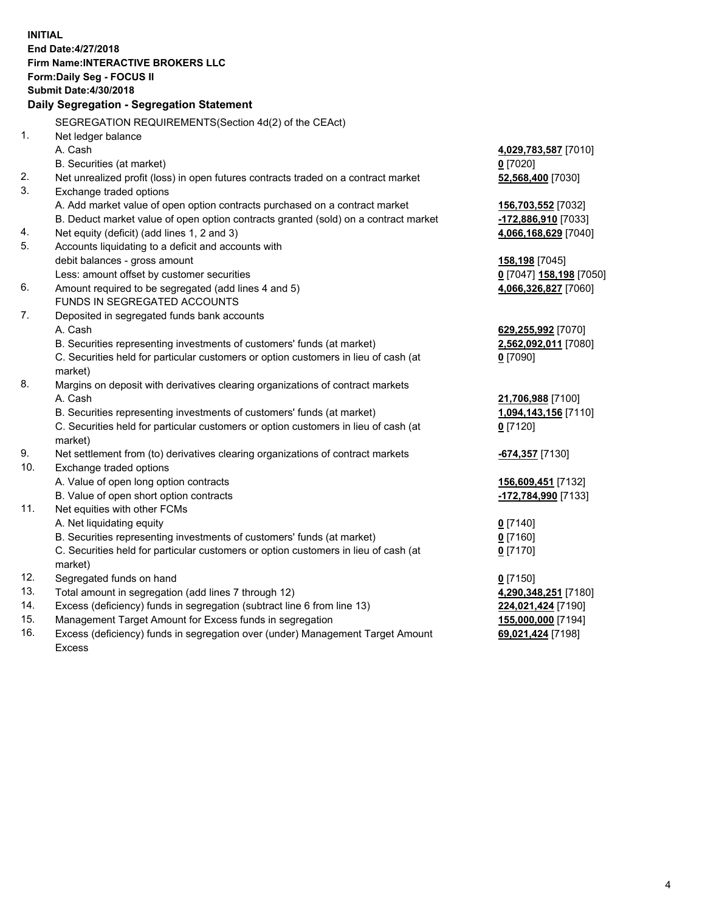**INITIAL**
**End Date:4/27/2018**
**Firm Name:INTERACTIVE BROKERS LLC**
**Form:Daily Seg - FOCUS II**
**Submit Date:4/30/2018**

**Daily Segregation - Segregation Statement**

SEGREGATION REQUIREMENTS(Section 4d(2) of the CEAct)

| | | |
|---|---|---|
| 1. | Net ledger balance | |
| | A. Cash | **4,029,783,587** [7010] |
| | B. Securities (at market) | **0** [7020] |
| 2. | Net unrealized profit (loss) in open futures contracts traded on a contract market | **52,568,400** [7030] |
| 3. | Exchange traded options | |
| | A. Add market value of open option contracts purchased on a contract market | **156,703,552** [7032] |
| | B. Deduct market value of open option contracts granted (sold) on a contract market | **-172,886,910** [7033] |
| 4. | Net equity (deficit) (add lines 1, 2 and 3) | **4,066,168,629** [7040] |
| 5. | Accounts liquidating to a deficit and accounts with | |
| | debit balances - gross amount | **158,198** [7045] |
| | Less: amount offset by customer securities | **0** [7047] **158,198** [7050] |
| 6. | Amount required to be segregated (add lines 4 and 5) | **4,066,326,827** [7060] |
| | FUNDS IN SEGREGATED ACCOUNTS | |
| 7. | Deposited in segregated funds bank accounts | |
| | A. Cash | **629,255,992** [7070] |
| | B. Securities representing investments of customers' funds (at market) | **2,562,092,011** [7080] |
| | C. Securities held for particular customers or option customers in lieu of cash (at market) | **0** [7090] |
| 8. | Margins on deposit with derivatives clearing organizations of contract markets | |
| | A. Cash | **21,706,988** [7100] |
| | B. Securities representing investments of customers' funds (at market) | **1,094,143,156** [7110] |
| | C. Securities held for particular customers or option customers in lieu of cash (at market) | **0** [7120] |
| 9. | Net settlement from (to) derivatives clearing organizations of contract markets | **-674,357** [7130] |
| 10. | Exchange traded options | |
| | A. Value of open long option contracts | **156,609,451** [7132] |
| | B. Value of open short option contracts | **-172,784,990** [7133] |
| 11. | Net equities with other FCMs | |
| | A. Net liquidating equity | **0** [7140] |
| | B. Securities representing investments of customers' funds (at market) | **0** [7160] |
| | C. Securities held for particular customers or option customers in lieu of cash (at market) | **0** [7170] |
| 12. | Segregated funds on hand | **0** [7150] |
| 13. | Total amount in segregation (add lines 7 through 12) | **4,290,348,251** [7180] |
| 14. | Excess (deficiency) funds in segregation (subtract line 6 from line 13) | **224,021,424** [7190] |
| 15. | Management Target Amount for Excess funds in segregation | **155,000,000** [7194] |
| 16. | Excess (deficiency) funds in segregation over (under) Management Target Amount Excess | **69,021,424** [7198] |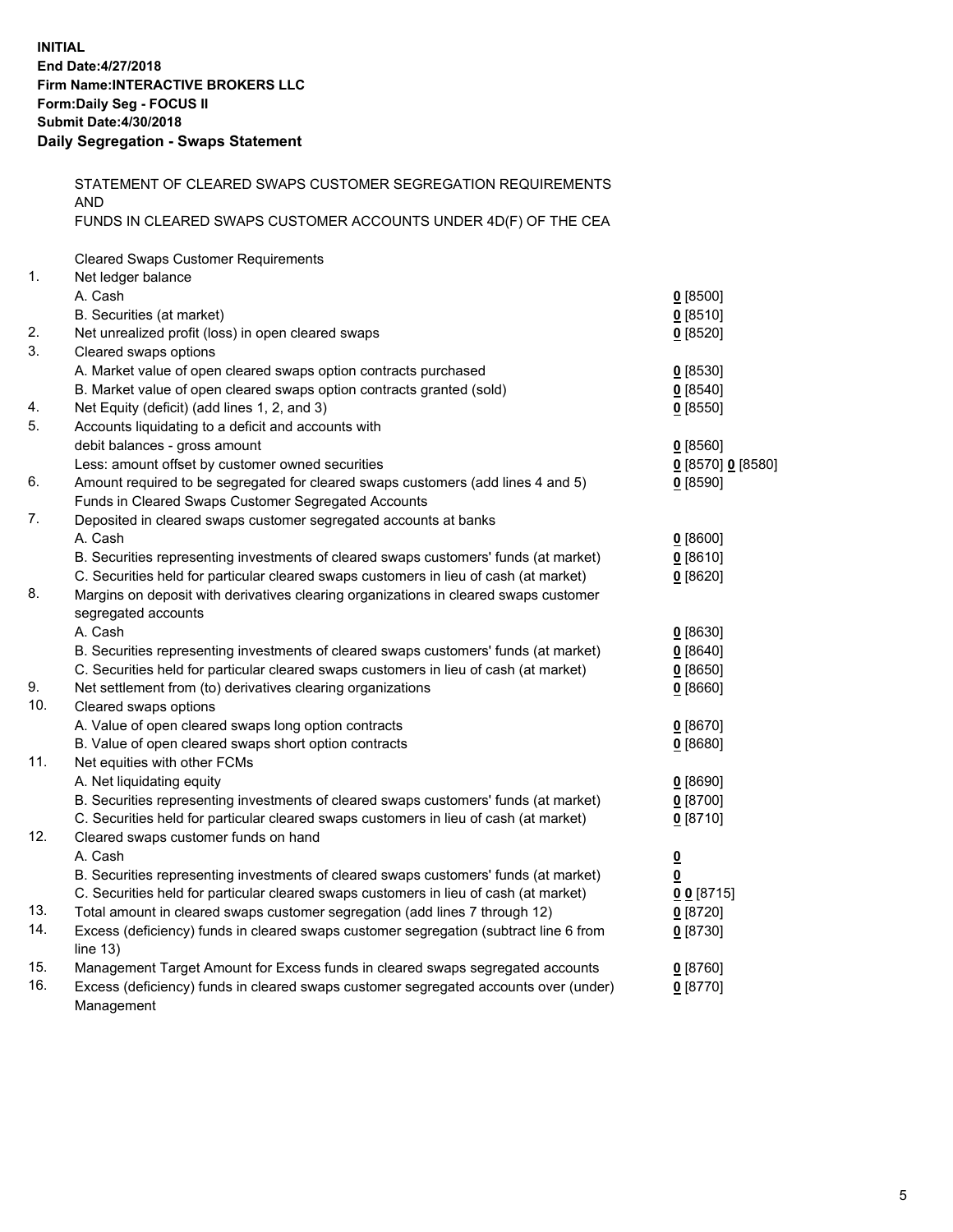**INITIAL**
**End Date:4/27/2018**
**Firm Name:INTERACTIVE BROKERS LLC**
**Form:Daily Seg - FOCUS II**
**Submit Date:4/30/2018**
**Daily Segregation - Swaps Statement**

STATEMENT OF CLEARED SWAPS CUSTOMER SEGREGATION REQUIREMENTS AND FUNDS IN CLEARED SWAPS CUSTOMER ACCOUNTS UNDER 4D(F) OF THE CEA

| | | |
|---|---|---|
| | Cleared Swaps Customer Requirements | |
| 1. | Net ledger balance | |
| | A. Cash | 0 [8500] |
| | B. Securities (at market) | 0 [8510] |
| 2. | Net unrealized profit (loss) in open cleared swaps | 0 [8520] |
| 3. | Cleared swaps options | |
| | A. Market value of open cleared swaps option contracts purchased | 0 [8530] |
| | B. Market value of open cleared swaps option contracts granted (sold) | 0 [8540] |
| 4. | Net Equity (deficit) (add lines 1, 2, and 3) | 0 [8550] |
| 5. | Accounts liquidating to a deficit and accounts with | |
| | debit balances - gross amount | 0 [8560] |
| | Less: amount offset by customer owned securities | 0 [8570] 0 [8580] |
| 6. | Amount required to be segregated for cleared swaps customers (add lines 4 and 5) | 0 [8590] |
| | Funds in Cleared Swaps Customer Segregated Accounts | |
| 7. | Deposited in cleared swaps customer segregated accounts at banks | |
| | A. Cash | 0 [8600] |
| | B. Securities representing investments of cleared swaps customers' funds (at market) | 0 [8610] |
| | C. Securities held for particular cleared swaps customers in lieu of cash (at market) | 0 [8620] |
| 8. | Margins on deposit with derivatives clearing organizations in cleared swaps customer segregated accounts | |
| | A. Cash | 0 [8630] |
| | B. Securities representing investments of cleared swaps customers' funds (at market) | 0 [8640] |
| | C. Securities held for particular cleared swaps customers in lieu of cash (at market) | 0 [8650] |
| 9. | Net settlement from (to) derivatives clearing organizations | 0 [8660] |
| 10. | Cleared swaps options | |
| | A. Value of open cleared swaps long option contracts | 0 [8670] |
| | B. Value of open cleared swaps short option contracts | 0 [8680] |
| 11. | Net equities with other FCMs | |
| | A. Net liquidating equity | 0 [8690] |
| | B. Securities representing investments of cleared swaps customers' funds (at market) | 0 [8700] |
| | C. Securities held for particular cleared swaps customers in lieu of cash (at market) | 0 [8710] |
| 12. | Cleared swaps customer funds on hand | |
| | A. Cash | 0 |
| | B. Securities representing investments of cleared swaps customers' funds (at market) | 0 |
| | C. Securities held for particular cleared swaps customers in lieu of cash (at market) | 0 0 [8715] |
| 13. | Total amount in cleared swaps customer segregation (add lines 7 through 12) | 0 [8720] |
| 14. | Excess (deficiency) funds in cleared swaps customer segregation (subtract line 6 from line 13) | 0 [8730] |
| 15. | Management Target Amount for Excess funds in cleared swaps segregated accounts | 0 [8760] |
| 16. | Excess (deficiency) funds in cleared swaps customer segregated accounts over (under) Management | 0 [8770] |